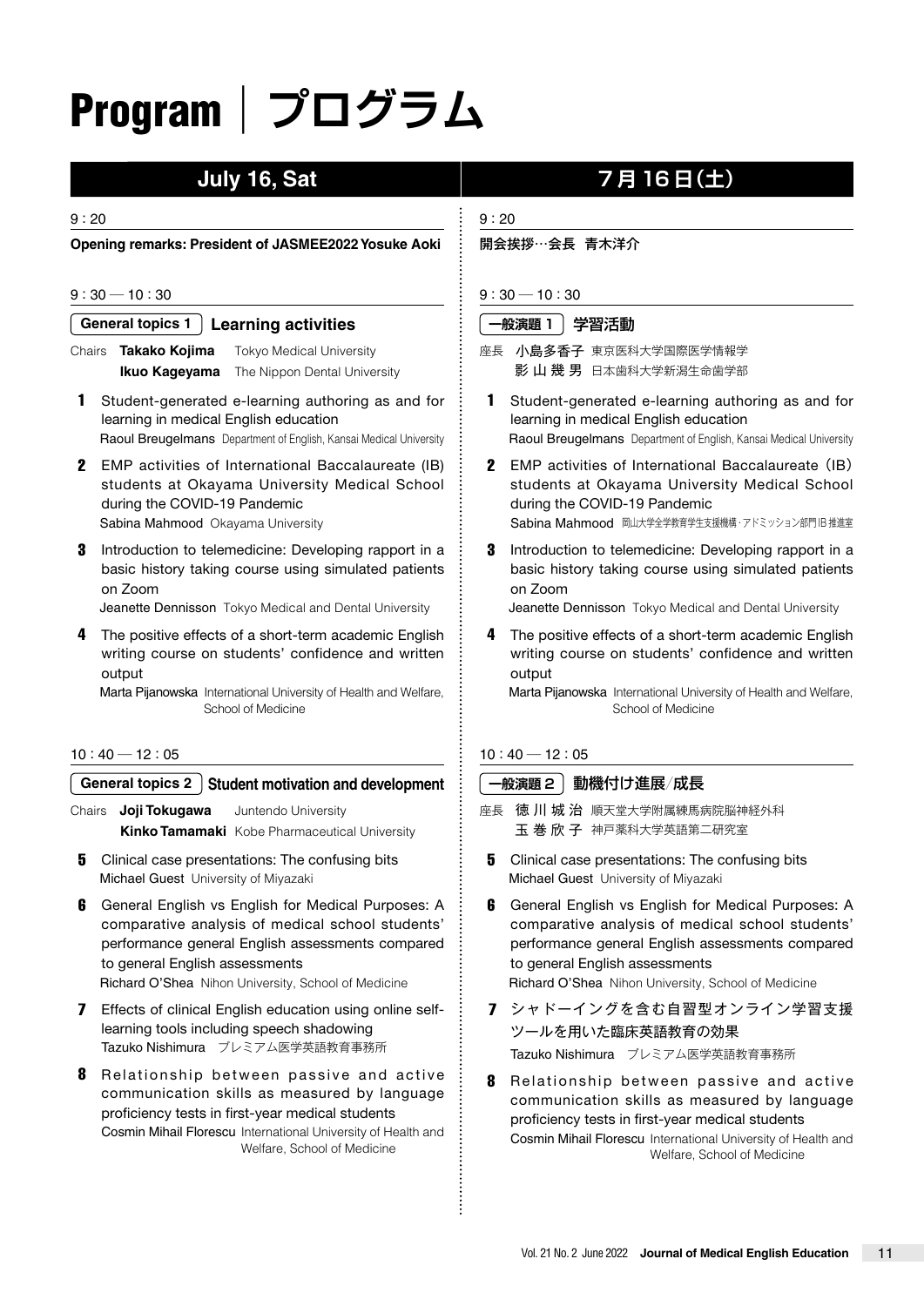# Program｜プログラム

## July 16, Sat

9 : 20

**Opening remarks: President of JASMEE2022 Yosuke Aoki**

9 : 30 — 10 : 30

### General topics 1 Learning activities

Chairs **Takako Kojima** Tokyo Medical University
**Ikuo Kageyama** The Nippon Dental University

**1** Student-generated e-learning authoring as and for learning in medical English education
Raoul Breugelmans Department of English, Kansai Medical University

**2** EMP activities of International Baccalaureate (IB) students at Okayama University Medical School during the COVID-19 Pandemic
Sabina Mahmood Okayama University

**3** Introduction to telemedicine: Developing rapport in a basic history taking course using simulated patients on Zoom
Jeanette Dennisson Tokyo Medical and Dental University

**4** The positive effects of a short-term academic English writing course on students' confidence and written output
Marta Pijanowska International University of Health and Welfare, School of Medicine

10 : 40 — 12 : 05

### General topics 2 Student motivation and development

Chairs **Joji Tokugawa** Juntendo University
**Kinko Tamamaki** Kobe Pharmaceutical University

**5** Clinical case presentations: The confusing bits
Michael Guest University of Miyazaki

**6** General English vs English for Medical Purposes: A comparative analysis of medical school students' performance general English assessments compared to general English assessments
Richard O'Shea Nihon University, School of Medicine

**7** Effects of clinical English education using online self-learning tools including speech shadowing
Tazuko Nishimura プレミアム医学英語教育事務所

**8** Relationship between passive and active communication skills as measured by language proficiency tests in first-year medical students
Cosmin Mihail Florescu International University of Health and Welfare, School of Medicine

## 7月16日(土)

9 : 20

**開会挨拶…会長 青木洋介**

9 : 30 — 10 : 30

### 一般演題 1 学習活動

座長 **小島多香子** 東京医科大学国際医学情報学
**影 山 幾 男** 日本歯科大学新潟生命歯学部

**1** Student-generated e-learning authoring as and for learning in medical English education
Raoul Breugelmans Department of English, Kansai Medical University

**2** EMP activities of International Baccalaureate（IB） students at Okayama University Medical School during the COVID-19 Pandemic
Sabina Mahmood 岡山大学全学教育学生支援機構・アドミッション部門 IB 推進室

**3** Introduction to telemedicine: Developing rapport in a basic history taking course using simulated patients on Zoom
Jeanette Dennisson Tokyo Medical and Dental University

**4** The positive effects of a short-term academic English writing course on students' confidence and written output
Marta Pijanowska International University of Health and Welfare, School of Medicine

10 : 40 — 12 : 05

### 一般演題 2 動機付け進展/成長

座長 **徳 川 城 治** 順天堂大学附属練馬病院脳神経外科
**玉 巻 欣 子** 神戸薬科大学英語第二研究室

**5** Clinical case presentations: The confusing bits
Michael Guest University of Miyazaki

**6** General English vs English for Medical Purposes: A comparative analysis of medical school students' performance general English assessments compared to general English assessments
Richard O'Shea Nihon University, School of Medicine

**7** シャドーイングを含む自習型オンライン学習支援ツールを用いた臨床英語教育の効果
Tazuko Nishimura プレミアム医学英語教育事務所

**8** Relationship between passive and active communication skills as measured by language proficiency tests in first-year medical students
Cosmin Mihail Florescu International University of Health and Welfare, School of Medicine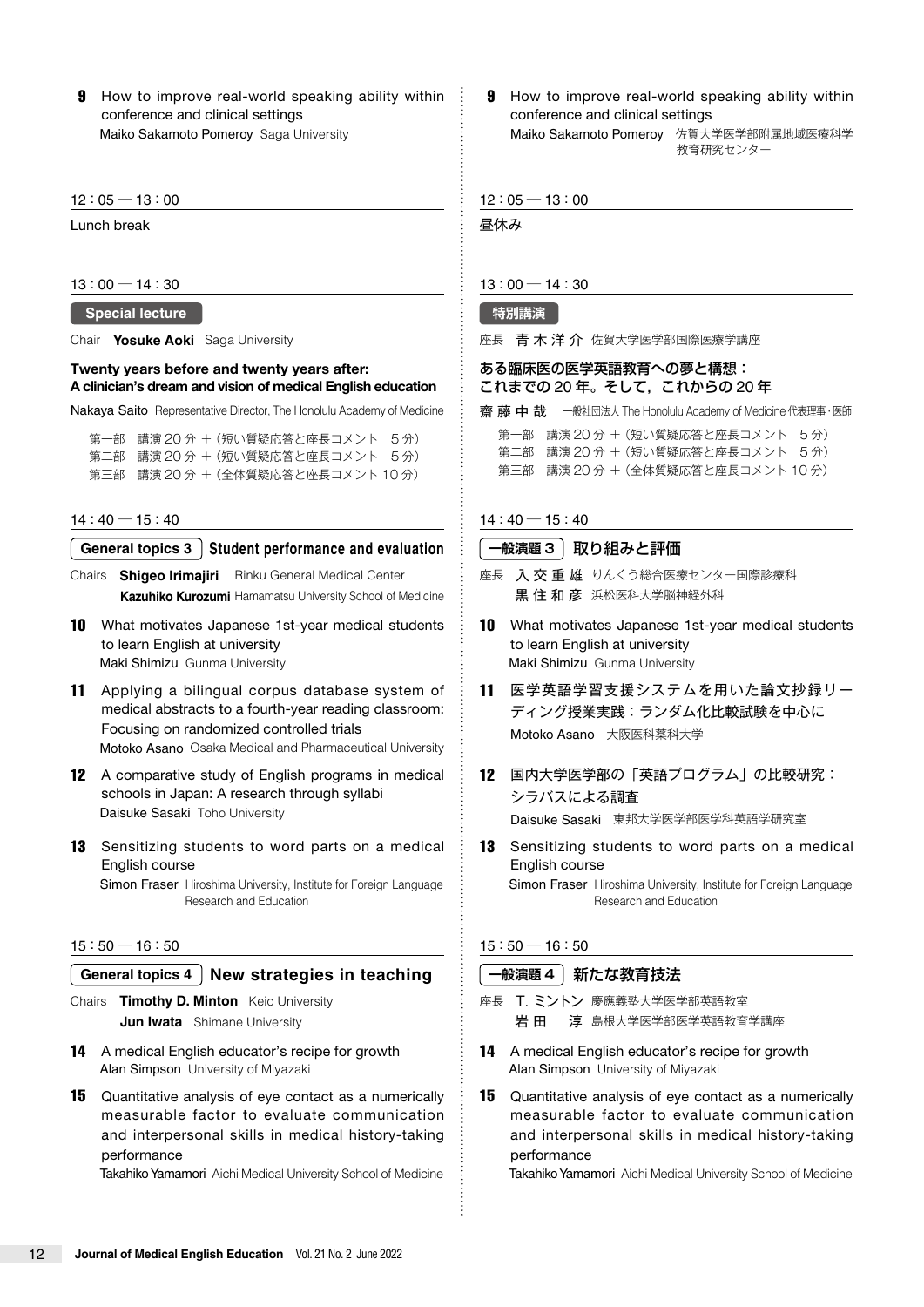**9** How to improve real-world speaking ability within conference and clinical settings
Maiko Sakamoto Pomeroy Saga University

12：05 — 13：00

Lunch break

13：00 — 14：30

**Special lecture**

Chair **Yosuke Aoki** Saga University

**Twenty years before and twenty years after: A clinician's dream and vision of medical English education**

Nakaya Saito Representative Director, The Honolulu Academy of Medicine

第一部 講演 20 分 ＋（短い質疑応答と座長コメント 5 分）
第二部 講演 20 分 ＋（短い質疑応答と座長コメント 5 分）
第三部 講演 20 分 ＋（全体質疑応答と座長コメント 10 分）

14：40 — 15：40

## General topics 3 Student performance and evaluation

Chairs **Shigeo Irimajiri** Rinku General Medical Center
**Kazuhiko Kurozumi** Hamamatsu University School of Medicine

**10** What motivates Japanese 1st-year medical students to learn English at university
Maki Shimizu Gunma University

**11** Applying a bilingual corpus database system of medical abstracts to a fourth-year reading classroom: Focusing on randomized controlled trials
Motoko Asano Osaka Medical and Pharmaceutical University

**12** A comparative study of English programs in medical schools in Japan: A research through syllabi
Daisuke Sasaki Toho University

**13** Sensitizing students to word parts on a medical English course
Simon Fraser Hiroshima University, Institute for Foreign Language Research and Education

15：50 — 16：50

## General topics 4 New strategies in teaching

Chairs **Timothy D. Minton** Keio University
**Jun Iwata** Shimane University

**14** A medical English educator's recipe for growth
Alan Simpson University of Miyazaki

**15** Quantitative analysis of eye contact as a numerically measurable factor to evaluate communication and interpersonal skills in medical history-taking performance
Takahiko Yamamori Aichi Medical University School of Medicine

---

**9** How to improve real-world speaking ability within conference and clinical settings
Maiko Sakamoto Pomeroy 佐賀大学医学部附属地域医療科学教育研究センター

12：05 — 13：00

昼休み

13：00 — 14：30

**特別講演**

座長 **青木洋介** 佐賀大学医学部国際医療学講座

**ある臨床医の医学英語教育への夢と構想：これまでの 20 年。そして，これからの 20 年**

**齋藤中哉** 一般社団法人 The Honolulu Academy of Medicine 代表理事・医師

第一部 講演 20 分 ＋（短い質疑応答と座長コメント 5 分）
第二部 講演 20 分 ＋（短い質疑応答と座長コメント 5 分）
第三部 講演 20 分 ＋（全体質疑応答と座長コメント 10 分）

14：40 — 15：40

## 一般演題 3 取り組みと評価

座長 **入交重雄** りんくう総合医療センター国際診療科
**黒住和彦** 浜松医科大学脳神経外科

**10** What motivates Japanese 1st-year medical students to learn English at university
Maki Shimizu Gunma University

**11** 医学英語学習支援システムを用いた論文抄録リーディング授業実践：ランダム化比較試験を中心に
Motoko Asano 大阪医科薬科大学

**12** 国内大学医学部の「英語プログラム」の比較研究：シラバスによる調査
Daisuke Sasaki 東邦大学医学部医学科英語学研究室

**13** Sensitizing students to word parts on a medical English course
Simon Fraser Hiroshima University, Institute for Foreign Language Research and Education

15：50 — 16：50

## 一般演題 4 新たな教育技法

座長 **T. ミントン** 慶應義塾大学医学部英語教室
**岩田 淳** 島根大学医学部医学英語教育学講座

**14** A medical English educator's recipe for growth
Alan Simpson University of Miyazaki

**15** Quantitative analysis of eye contact as a numerically measurable factor to evaluate communication and interpersonal skills in medical history-taking performance
Takahiko Yamamori Aichi Medical University School of Medicine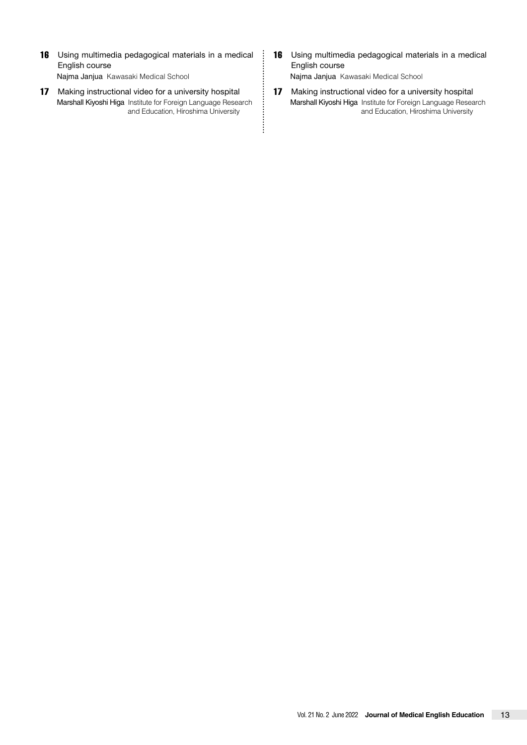**16** Using multimedia pedagogical materials in a medical English course
Najma Janjua Kawasaki Medical School

**17** Making instructional video for a university hospital
Marshall Kiyoshi Higa Institute for Foreign Language Research and Education, Hiroshima University

**16** Using multimedia pedagogical materials in a medical English course
Najma Janjua Kawasaki Medical School

**17** Making instructional video for a university hospital
Marshall Kiyoshi Higa Institute for Foreign Language Research and Education, Hiroshima University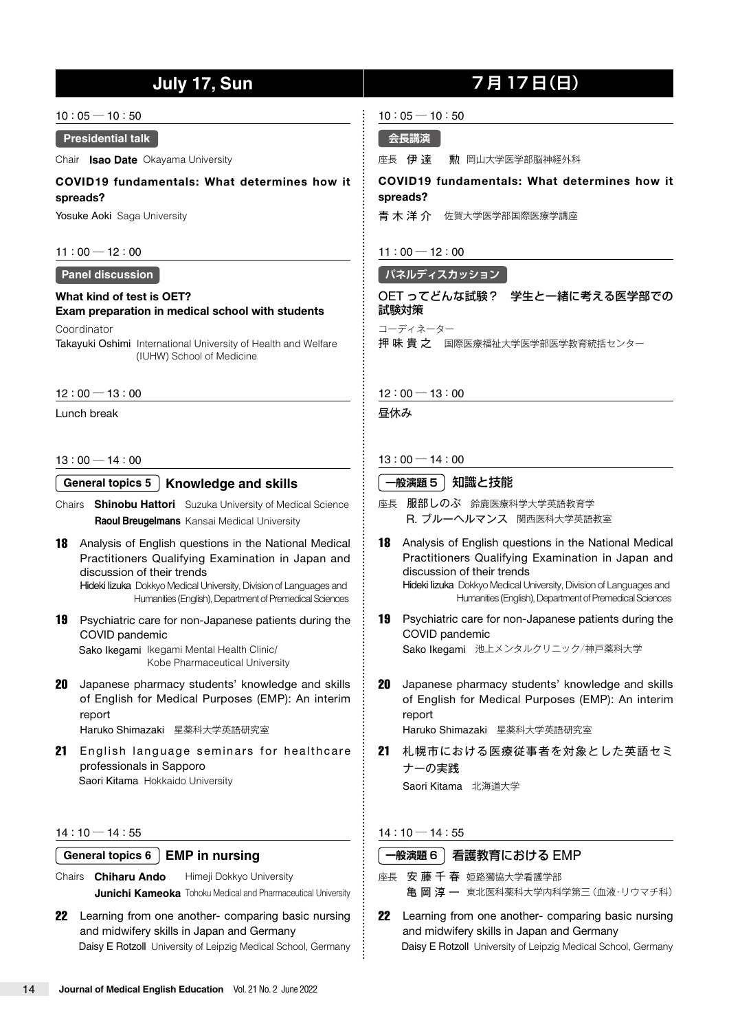## July 17, Sun

10：05 — 10：50

**Presidential talk**

Chair **Isao Date** Okayama University

**COVID19 fundamentals: What determines how it spreads?**

Yosuke Aoki Saga University

11：00 — 12：00

**Panel discussion**

**What kind of test is OET?**
**Exam preparation in medical school with students**

Coordinator
Takayuki Oshimi International University of Health and Welfare (IUHW) School of Medicine

12：00 — 13：00

Lunch break

13：00 — 14：00

### General topics 5 Knowledge and skills

Chairs **Shinobu Hattori** Suzuka University of Medical Science
**Raoul Breugelmans** Kansai Medical University

**18** Analysis of English questions in the National Medical Practitioners Qualifying Examination in Japan and discussion of their trends
Hideki Iizuka Dokkyo Medical University, Division of Languages and Humanities (English), Department of Premedical Sciences

**19** Psychiatric care for non-Japanese patients during the COVID pandemic
Sako Ikegami Ikegami Mental Health Clinic/ Kobe Pharmaceutical University

**20** Japanese pharmacy students' knowledge and skills of English for Medical Purposes (EMP): An interim report
Haruko Shimazaki 星薬科大学英語研究室

**21** English language seminars for healthcare professionals in Sapporo
Saori Kitama Hokkaido University

14：10 — 14：55

### General topics 6 EMP in nursing

Chairs **Chiharu Ando** Himeji Dokkyo University
**Junichi Kameoka** Tohoku Medical and Pharmaceutical University

**22** Learning from one another- comparing basic nursing and midwifery skills in Japan and Germany
Daisy E Rotzoll University of Leipzig Medical School, Germany

## ７月17日（日）

10：05 — 10：50

**会長講演**

座長 伊 達　勲 岡山大学医学部脳神経外科

**COVID19 fundamentals: What determines how it spreads?**

青 木 洋 介 佐賀大学医学部国際医療学講座

11：00 — 12：00

**パネルディスカッション**

**OET ってどんな試験？ 学生と一緒に考える医学部での試験対策**

コーディネーター
押 味 貴 之 国際医療福祉大学医学部医学教育統括センター

12：00 — 13：00

昼休み

13：00 — 14：00

### 一般演題５ 知識と技能

座長 服部しのぶ 鈴鹿医療科学大学英語教育学
R. ブルーヘルマンス 関西医科大学英語教室

**18** Analysis of English questions in the National Medical Practitioners Qualifying Examination in Japan and discussion of their trends
Hideki Iizuka Dokkyo Medical University, Division of Languages and Humanities (English), Department of Premedical Sciences

**19** Psychiatric care for non-Japanese patients during the COVID pandemic
Sako Ikegami 池上メンタルクリニック/神戸薬科大学

**20** Japanese pharmacy students' knowledge and skills of English for Medical Purposes (EMP): An interim report
Haruko Shimazaki 星薬科大学英語研究室

**21** 札幌市における医療従事者を対象とした英語セミナーの実践
Saori Kitama 北海道大学

14：10 — 14：55

### 一般演題６ 看護教育における EMP

座長 安 藤 千 春 姫路獨協大学看護学部
亀 岡 淳 一 東北医科薬科大学内科学第三（血液・リウマチ科）

**22** Learning from one another- comparing basic nursing and midwifery skills in Japan and Germany
Daisy E Rotzoll University of Leipzig Medical School, Germany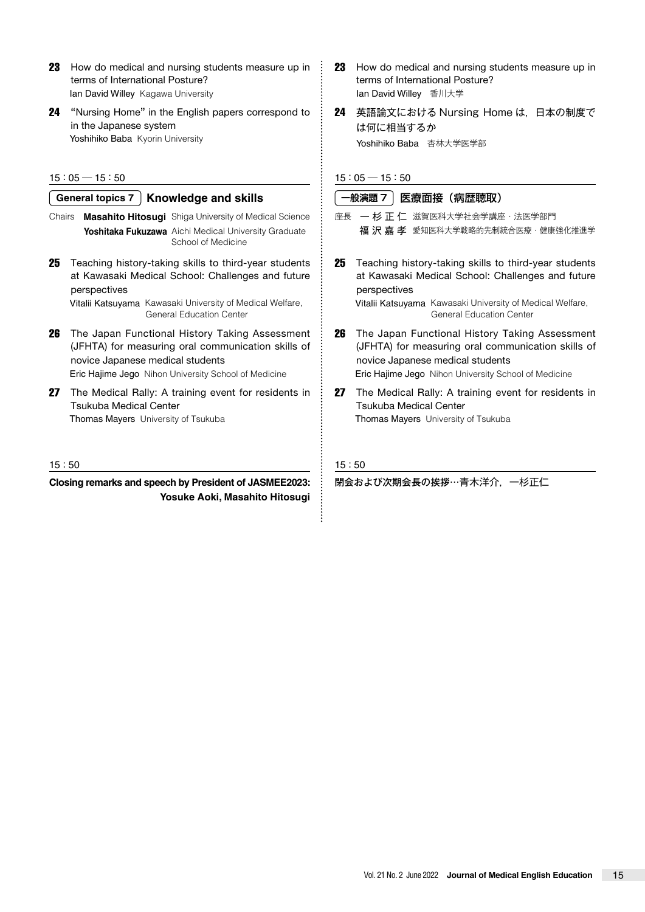**23** How do medical and nursing students measure up in terms of International Posture?
Ian David Willey Kagawa University

**24** "Nursing Home" in the English papers correspond to in the Japanese system
Yoshihiko Baba Kyorin University

15：05 — 15：50

## General topics 7 Knowledge and skills

Chairs **Masahito Hitosugi** Shiga University of Medical Science
**Yoshitaka Fukuzawa** Aichi Medical University Graduate School of Medicine

**25** Teaching history-taking skills to third-year students at Kawasaki Medical School: Challenges and future perspectives
Vitalii Katsuyama Kawasaki University of Medical Welfare, General Education Center

**26** The Japan Functional History Taking Assessment (JFHTA) for measuring oral communication skills of novice Japanese medical students
Eric Hajime Jego Nihon University School of Medicine

**27** The Medical Rally: A training event for residents in Tsukuba Medical Center
Thomas Mayers University of Tsukuba

15：50

**Closing remarks and speech by President of JASMEE2023: Yosuke Aoki, Masahito Hitosugi**

**23** How do medical and nursing students measure up in terms of International Posture?
Ian David Willey 香川大学

**24** 英語論文における Nursing Home は，日本の制度では何に相当するか
Yoshihiko Baba 杏林大学医学部

15：05 — 15：50

## 一般演題 7 医療面接（病歴聴取）

座長 一 杉 正 仁 滋賀医科大学社会学講座・法医学部門
福 沢 嘉 孝 愛知医科大学戦略的先制統合医療・健康強化推進学

**25** Teaching history-taking skills to third-year students at Kawasaki Medical School: Challenges and future perspectives
Vitalii Katsuyama Kawasaki University of Medical Welfare, General Education Center

**26** The Japan Functional History Taking Assessment (JFHTA) for measuring oral communication skills of novice Japanese medical students
Eric Hajime Jego Nihon University School of Medicine

**27** The Medical Rally: A training event for residents in Tsukuba Medical Center
Thomas Mayers University of Tsukuba

15：50

**閉会および次期会長の挨拶…青木洋介，一杉正仁**